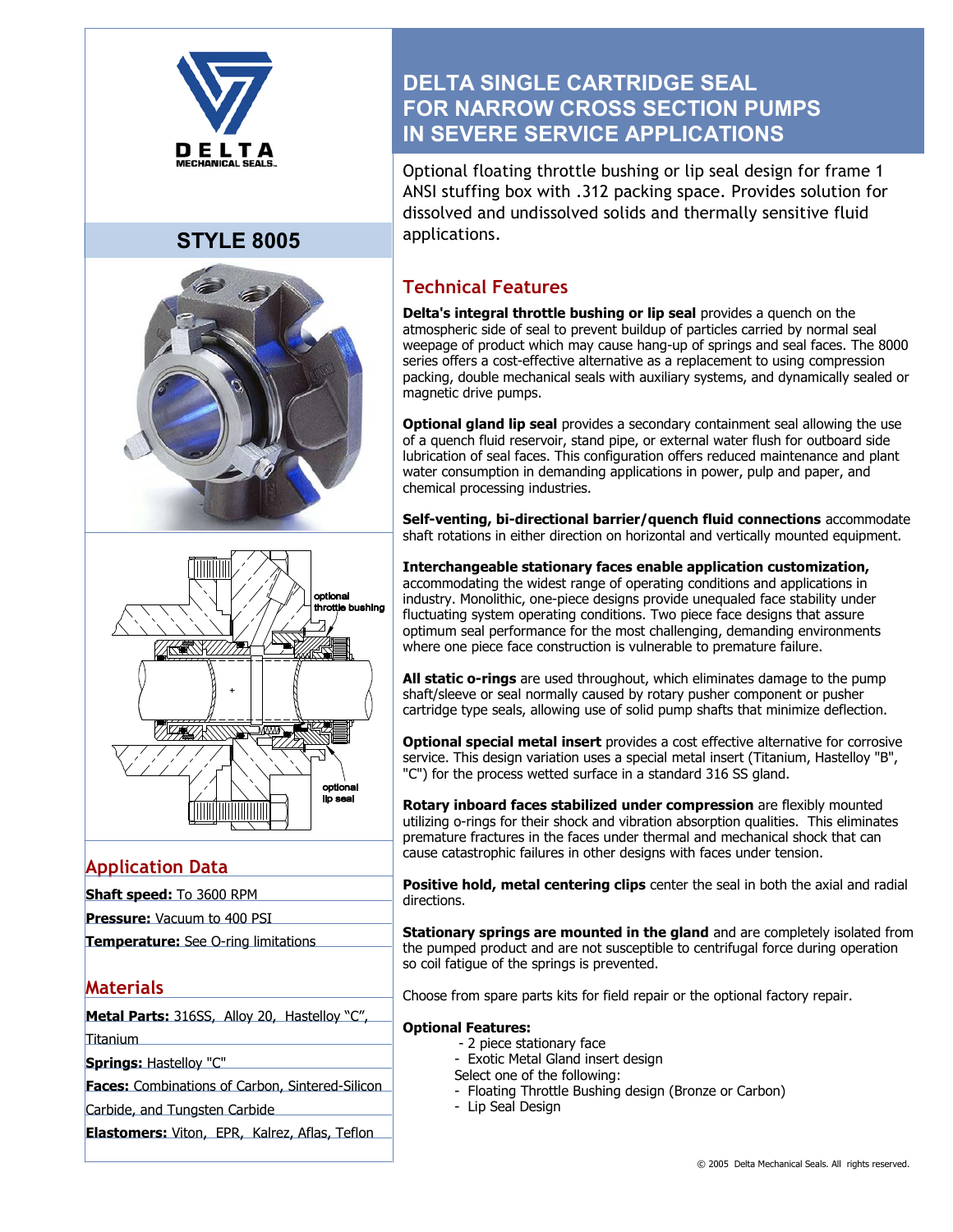# DELTA SINGLE CARTRIDGE SEAL FOR NARROW CROSS SECTION PUMPS IN SEVERE SERVICE APPLICATIONS

DELTA MECHANICAL SEALS

## STYLE 8005

optional throttle bushing

optional lip seal

Optional floating throttle bushing or lip seal design for frame 1 ANSI stuffing box with .312 packing space. Provides solution for dissolved and undissolved solids and thermally sensitive fluid applications.

## Application Data

**Shaft speed:** To 3600 RPM

**Pressure:** Vacuum to 400 PSI

**Temperature:** See O-ring limitations

## Materials

**Metal Parts:** 316SS, Alloy 20, Hastelloy "C", Titanium

**Springs:** Hastelloy "C"

**Faces:** Combinations of Carbon, Sintered-Silicon Carbide, and Tungsten Carbide

**Elastomers:** Viton, EPR, Kalrez, Aflas, Teflon

## Technical Features

**Delta's integral throttle bushing or lip seal** provides a quench on the atmospheric side of seal to prevent buildup of particles carried by normal seal weepage of product which may cause hang-up of springs and seal faces. The 8000 series offers a cost-effective alternative as a replacement to using compression packing, double mechanical seals with auxiliary systems, and dynamically sealed or magnetic drive pumps.

**Optional gland lip seal** provides a secondary containment seal allowing the use of a quench fluid reservoir, stand pipe, or external water flush for outboard side lubrication of seal faces. This configuration offers reduced maintenance and plant water consumption in demanding applications in power, pulp and paper, and chemical processing industries.

**Self-venting, bi-directional barrier/quench fluid connections** accommodate shaft rotations in either direction on horizontal and vertically mounted equipment.

**Interchangeable stationary faces enable application customization,** accommodating the widest range of operating conditions and applications in industry. Monolithic, one-piece designs provide unequaled face stability under fluctuating system operating conditions. Two piece face designs that assure optimum seal performance for the most challenging, demanding environments where one piece face construction is vulnerable to premature failure.

**All static o-rings** are used throughout, which eliminates damage to the pump shaft/sleeve or seal normally caused by rotary pusher component or pusher cartridge type seals, allowing use of solid pump shafts that minimize deflection.

**Optional special metal insert** provides a cost effective alternative for corrosive service. This design variation uses a special metal insert (Titanium, Hastelloy "B", "C") for the process wetted surface in a standard 316 SS gland.

**Rotary inboard faces stabilized under compression** are flexibly mounted utilizing o-rings for their shock and vibration absorption qualities. This eliminates premature fractures in the faces under thermal and mechanical shock that can cause catastrophic failures in other designs with faces under tension.

**Positive hold, metal centering clips** center the seal in both the axial and radial directions.

**Stationary springs are mounted in the gland** and are completely isolated from the pumped product and are not susceptible to centrifugal force during operation so coil fatigue of the springs is prevented.

Choose from spare parts kits for field repair or the optional factory repair.

**Optional Features:**

- 2 piece stationary face
- Exotic Metal Gland insert design

Select one of the following:

- Floating Throttle Bushing design (Bronze or Carbon)
- Lip Seal Design

© 2005 Delta Mechanical Seals. All rights reserved.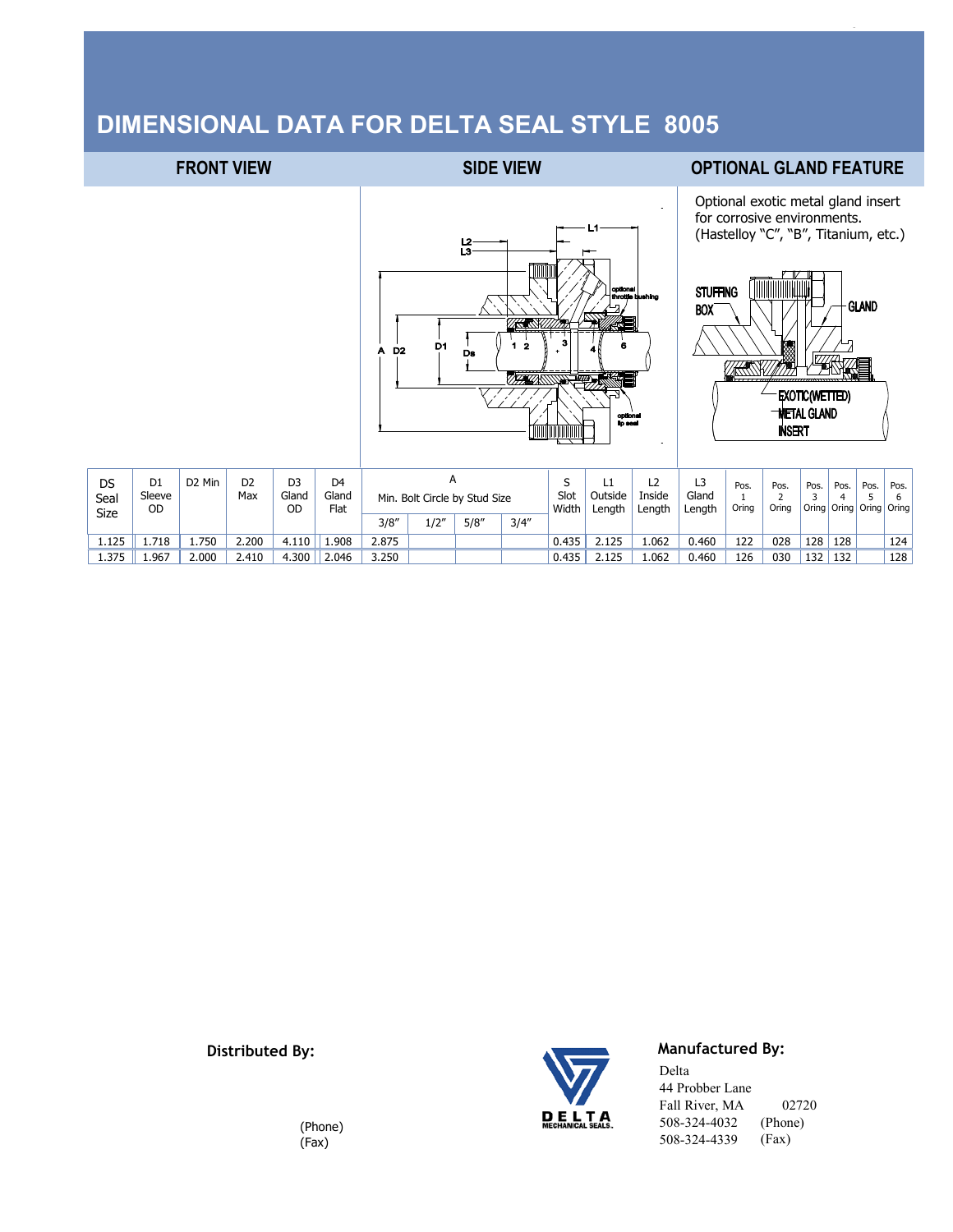# DIMENSIONAL DATA FOR DELTA SEAL STYLE 8005

**FRONT VIEW** | **SIDE VIEW** | **OPTIONAL GLAND FEATURE**

L1
L2
L3
optional throttle bushing
A D2 D1 Ds
1 2 3 4 6
optional lip seal

Optional exotic metal gland insert for corrosive environments. (Hastelloy "C", "B", Titanium, etc.)

STUFFING BOX
GLAND
EXOTIC(WETTED) METAL GLAND INSERT

| DS Seal Size | D1 Sleeve OD | D2 Min | D2 Max | D3 Gland OD | D4 Gland Flat | A Min. Bolt Circle by Stud Size | | | | S Slot Width | L1 Outside Length | L2 Inside Length | L3 Gland Length | Pos. 1 Oring | Pos. 2 Oring | Pos. 3 Oring | Pos. 4 Oring | Pos. 5 Oring | Pos. 6 Oring |
|---|---|---|---|---|---|---|---|---|---|---|---|---|---|---|---|---|---|---|---|
| | | | | | | 3/8" | 1/2" | 5/8" | 3/4" | | | | | | | | | | |
| 1.125 | 1.718 | 1.750 | 2.200 | 4.110 | 1.908 | 2.875 | | | | 0.435 | 2.125 | 1.062 | 0.460 | 122 | 028 | 128 | 128 | | 124 |
| 1.375 | 1.967 | 2.000 | 2.410 | 4.300 | 2.046 | 3.250 | | | | 0.435 | 2.125 | 1.062 | 0.460 | 126 | 030 | 132 | 132 | | 128 |

**Distributed By:**

(Phone)
(Fax)

DELTA MECHANICAL SEALS.

**Manufactured By:**

Delta
44 Probber Lane
Fall River, MA 02720
508-324-4032 (Phone)
508-324-4339 (Fax)